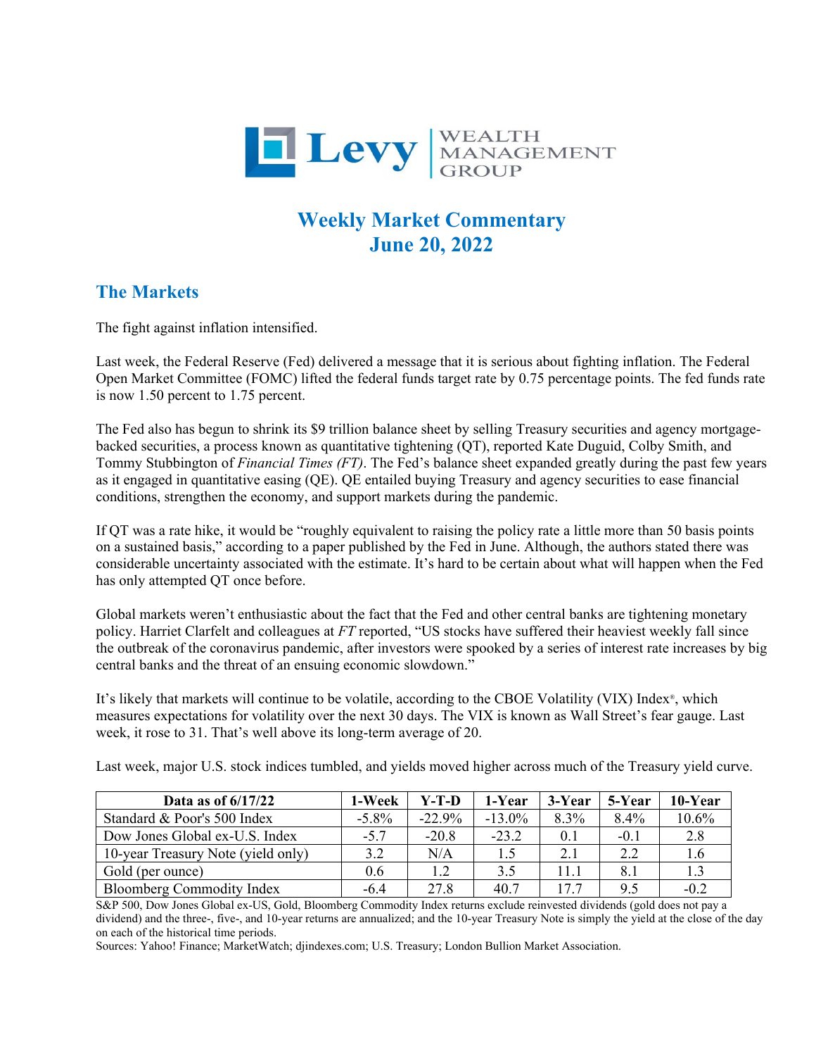Levy | WEALTH MANAGEMENT GROUP

# Weekly Market Commentary
# June 20, 2022

## The Markets

The fight against inflation intensified.

Last week, the Federal Reserve (Fed) delivered a message that it is serious about fighting inflation. The Federal Open Market Committee (FOMC) lifted the federal funds target rate by 0.75 percentage points. The fed funds rate is now 1.50 percent to 1.75 percent.

The Fed also has begun to shrink its $9 trillion balance sheet by selling Treasury securities and agency mortgage-backed securities, a process known as quantitative tightening (QT), reported Kate Duguid, Colby Smith, and Tommy Stubbington of *Financial Times (FT)*. The Fed's balance sheet expanded greatly during the past few years as it engaged in quantitative easing (QE). QE entailed buying Treasury and agency securities to ease financial conditions, strengthen the economy, and support markets during the pandemic.

If QT was a rate hike, it would be "roughly equivalent to raising the policy rate a little more than 50 basis points on a sustained basis," according to a paper published by the Fed in June. Although, the authors stated there was considerable uncertainty associated with the estimate. It's hard to be certain about what will happen when the Fed has only attempted QT once before.

Global markets weren't enthusiastic about the fact that the Fed and other central banks are tightening monetary policy. Harriet Clarfelt and colleagues at *FT* reported, "US stocks have suffered their heaviest weekly fall since the outbreak of the coronavirus pandemic, after investors were spooked by a series of interest rate increases by big central banks and the threat of an ensuing economic slowdown."

It's likely that markets will continue to be volatile, according to the CBOE Volatility (VIX) Index®, which measures expectations for volatility over the next 30 days. The VIX is known as Wall Street's fear gauge. Last week, it rose to 31. That's well above its long-term average of 20.

Last week, major U.S. stock indices tumbled, and yields moved higher across much of the Treasury yield curve.

| Data as of 6/17/22 | 1-Week | Y-T-D | 1-Year | 3-Year | 5-Year | 10-Year |
|---|---|---|---|---|---|---|
| Standard & Poor's 500 Index | -5.8% | -22.9% | -13.0% | 8.3% | 8.4% | 10.6% |
| Dow Jones Global ex-U.S. Index | -5.7 | -20.8 | -23.2 | 0.1 | -0.1 | 2.8 |
| 10-year Treasury Note (yield only) | 3.2 | N/A | 1.5 | 2.1 | 2.2 | 1.6 |
| Gold (per ounce) | 0.6 | 1.2 | 3.5 | 11.1 | 8.1 | 1.3 |
| Bloomberg Commodity Index | -6.4 | 27.8 | 40.7 | 17.7 | 9.5 | -0.2 |

S&P 500, Dow Jones Global ex-US, Gold, Bloomberg Commodity Index returns exclude reinvested dividends (gold does not pay a dividend) and the three-, five-, and 10-year returns are annualized; and the 10-year Treasury Note is simply the yield at the close of the day on each of the historical time periods.
Sources: Yahoo! Finance; MarketWatch; djindexes.com; U.S. Treasury; London Bullion Market Association.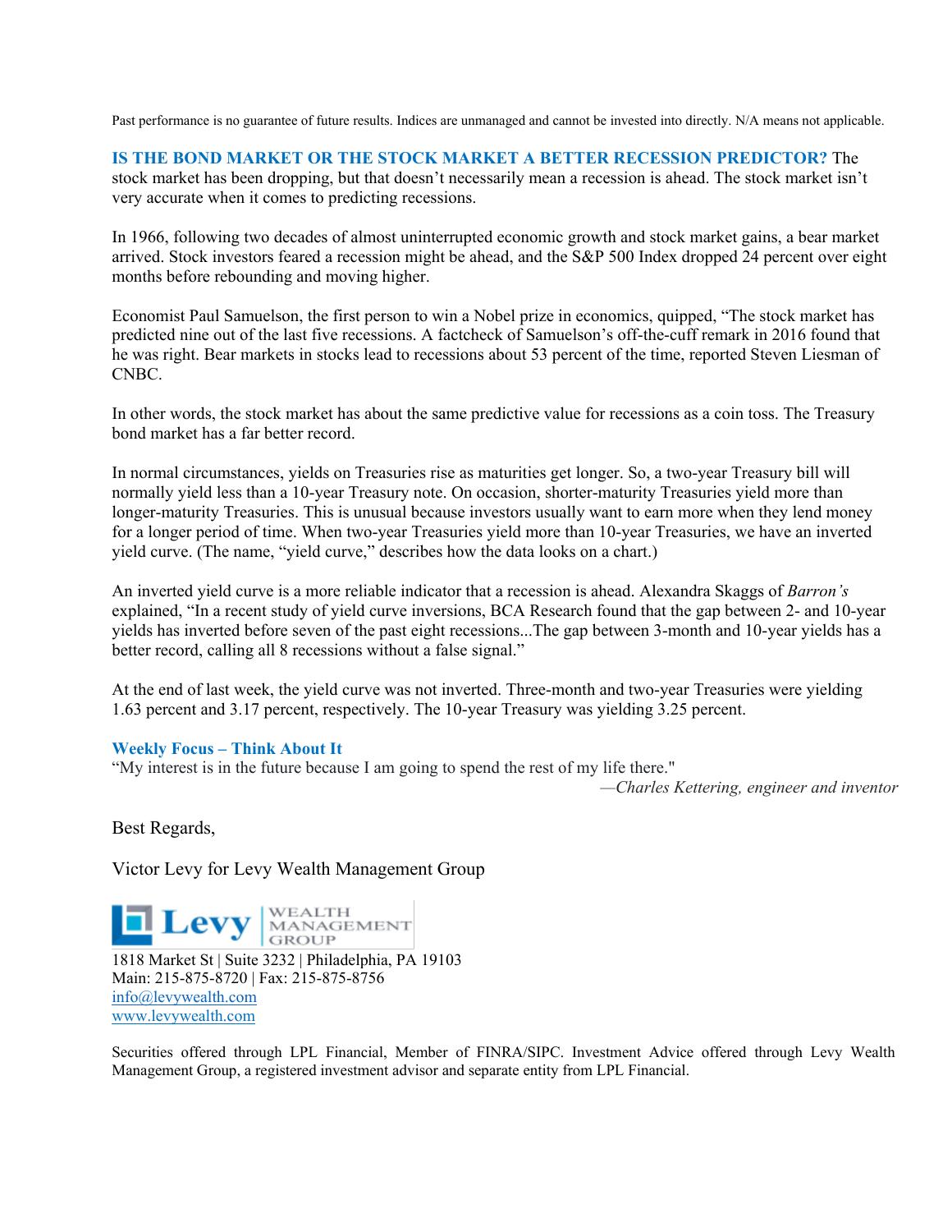Past performance is no guarantee of future results. Indices are unmanaged and cannot be invested into directly. N/A means not applicable.

**IS THE BOND MARKET OR THE STOCK MARKET A BETTER RECESSION PREDICTOR?** The stock market has been dropping, but that doesn't necessarily mean a recession is ahead. The stock market isn't very accurate when it comes to predicting recessions.

In 1966, following two decades of almost uninterrupted economic growth and stock market gains, a bear market arrived. Stock investors feared a recession might be ahead, and the S&P 500 Index dropped 24 percent over eight months before rebounding and moving higher.

Economist Paul Samuelson, the first person to win a Nobel prize in economics, quipped, "The stock market has predicted nine out of the last five recessions. A factcheck of Samuelson's off-the-cuff remark in 2016 found that he was right. Bear markets in stocks lead to recessions about 53 percent of the time, reported Steven Liesman of CNBC.

In other words, the stock market has about the same predictive value for recessions as a coin toss. The Treasury bond market has a far better record.

In normal circumstances, yields on Treasuries rise as maturities get longer. So, a two-year Treasury bill will normally yield less than a 10-year Treasury note. On occasion, shorter-maturity Treasuries yield more than longer-maturity Treasuries. This is unusual because investors usually want to earn more when they lend money for a longer period of time. When two-year Treasuries yield more than 10-year Treasuries, we have an inverted yield curve. (The name, "yield curve," describes how the data looks on a chart.)

An inverted yield curve is a more reliable indicator that a recession is ahead. Alexandra Skaggs of *Barron's* explained, "In a recent study of yield curve inversions, BCA Research found that the gap between 2- and 10-year yields has inverted before seven of the past eight recessions...The gap between 3-month and 10-year yields has a better record, calling all 8 recessions without a false signal."

At the end of last week, the yield curve was not inverted. Three-month and two-year Treasuries were yielding 1.63 percent and 3.17 percent, respectively. The 10-year Treasury was yielding 3.25 percent.

**Weekly Focus – Think About It**

"My interest is in the future because I am going to spend the rest of my life there."

—*Charles Kettering, engineer and inventor*

Best Regards,

Victor Levy for Levy Wealth Management Group

Levy WEALTH MANAGEMENT GROUP

1818 Market St | Suite 3232 | Philadelphia, PA 19103
Main: 215-875-8720 | Fax: 215-875-8756
info@levywealth.com
www.levywealth.com

Securities offered through LPL Financial, Member of FINRA/SIPC. Investment Advice offered through Levy Wealth Management Group, a registered investment advisor and separate entity from LPL Financial.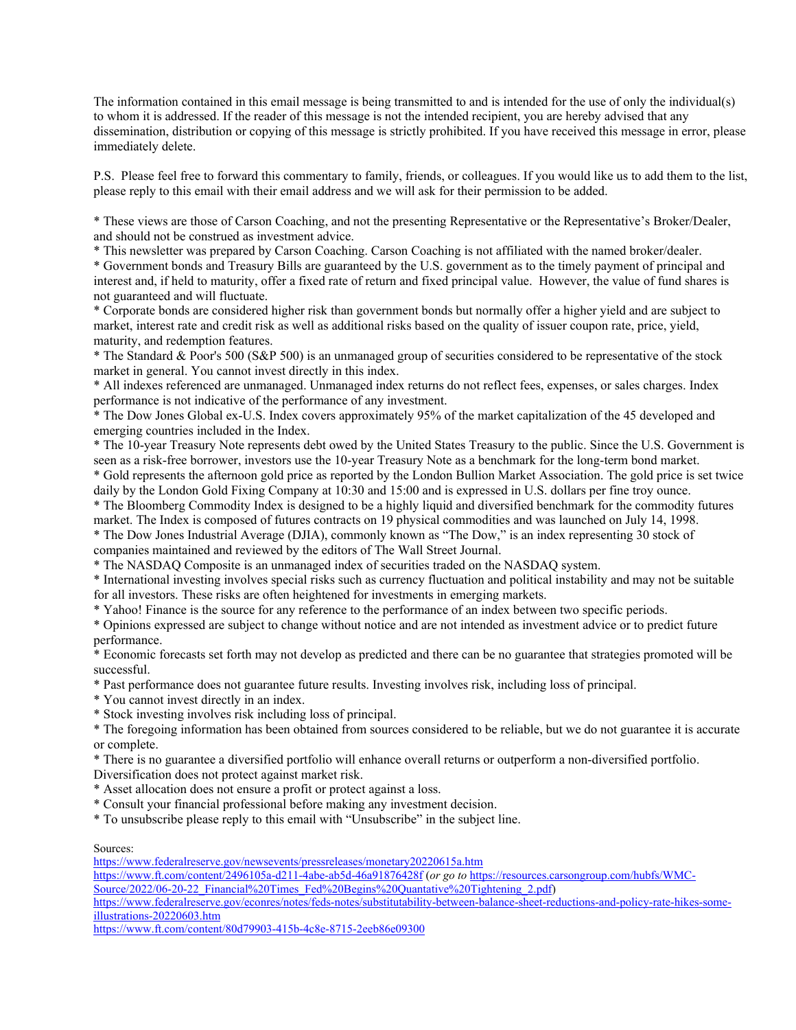The information contained in this email message is being transmitted to and is intended for the use of only the individual(s) to whom it is addressed. If the reader of this message is not the intended recipient, you are hereby advised that any dissemination, distribution or copying of this message is strictly prohibited. If you have received this message in error, please immediately delete.

P.S. Please feel free to forward this commentary to family, friends, or colleagues. If you would like us to add them to the list, please reply to this email with their email address and we will ask for their permission to be added.

* These views are those of Carson Coaching, and not the presenting Representative or the Representative's Broker/Dealer, and should not be construed as investment advice.
* This newsletter was prepared by Carson Coaching. Carson Coaching is not affiliated with the named broker/dealer.
* Government bonds and Treasury Bills are guaranteed by the U.S. government as to the timely payment of principal and interest and, if held to maturity, offer a fixed rate of return and fixed principal value. However, the value of fund shares is not guaranteed and will fluctuate.
* Corporate bonds are considered higher risk than government bonds but normally offer a higher yield and are subject to market, interest rate and credit risk as well as additional risks based on the quality of issuer coupon rate, price, yield, maturity, and redemption features.
* The Standard & Poor's 500 (S&P 500) is an unmanaged group of securities considered to be representative of the stock market in general. You cannot invest directly in this index.
* All indexes referenced are unmanaged. Unmanaged index returns do not reflect fees, expenses, or sales charges. Index performance is not indicative of the performance of any investment.
* The Dow Jones Global ex-U.S. Index covers approximately 95% of the market capitalization of the 45 developed and emerging countries included in the Index.
* The 10-year Treasury Note represents debt owed by the United States Treasury to the public. Since the U.S. Government is seen as a risk-free borrower, investors use the 10-year Treasury Note as a benchmark for the long-term bond market.
* Gold represents the afternoon gold price as reported by the London Bullion Market Association. The gold price is set twice daily by the London Gold Fixing Company at 10:30 and 15:00 and is expressed in U.S. dollars per fine troy ounce.
* The Bloomberg Commodity Index is designed to be a highly liquid and diversified benchmark for the commodity futures market. The Index is composed of futures contracts on 19 physical commodities and was launched on July 14, 1998.
* The Dow Jones Industrial Average (DJIA), commonly known as "The Dow," is an index representing 30 stock of companies maintained and reviewed by the editors of The Wall Street Journal.
* The NASDAQ Composite is an unmanaged index of securities traded on the NASDAQ system.
* International investing involves special risks such as currency fluctuation and political instability and may not be suitable for all investors. These risks are often heightened for investments in emerging markets.
* Yahoo! Finance is the source for any reference to the performance of an index between two specific periods.
* Opinions expressed are subject to change without notice and are not intended as investment advice or to predict future performance.
* Economic forecasts set forth may not develop as predicted and there can be no guarantee that strategies promoted will be successful.
* Past performance does not guarantee future results. Investing involves risk, including loss of principal.
* You cannot invest directly in an index.
* Stock investing involves risk including loss of principal.
* The foregoing information has been obtained from sources considered to be reliable, but we do not guarantee it is accurate or complete.
* There is no guarantee a diversified portfolio will enhance overall returns or outperform a non-diversified portfolio. Diversification does not protect against market risk.
* Asset allocation does not ensure a profit or protect against a loss.
* Consult your financial professional before making any investment decision.
* To unsubscribe please reply to this email with "Unsubscribe" in the subject line.

Sources:
https://www.federalreserve.gov/newsevents/pressreleases/monetary20220615a.htm
https://www.ft.com/content/2496105a-d211-4abe-ab5d-46a91876428f (*or go to* https://resources.carsongroup.com/hubfs/WMC-Source/2022/06-20-22_Financial%20Times_Fed%20Begins%20Quantative%20Tightening_2.pdf)
https://www.federalreserve.gov/econres/notes/feds-notes/substitutability-between-balance-sheet-reductions-and-policy-rate-hikes-some-illustrations-20220603.htm
https://www.ft.com/content/80d79903-415b-4c8e-8715-2eeb86e09300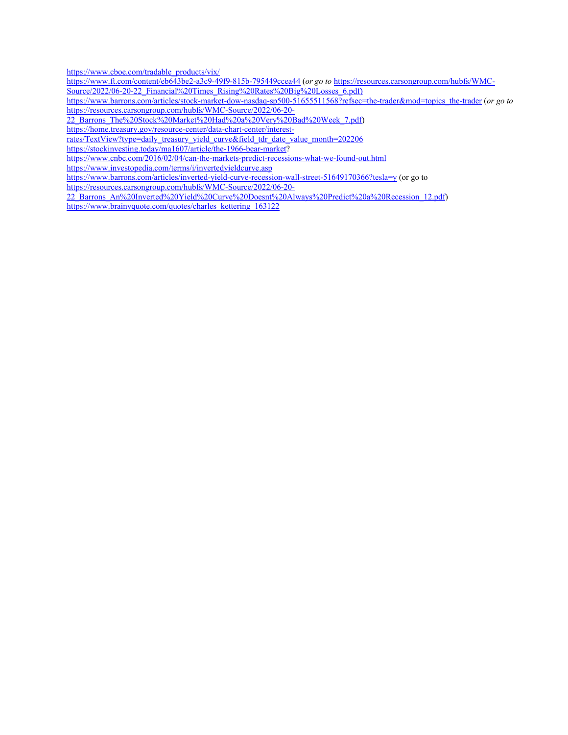https://www.cboe.com/tradable_products/vix/

https://www.ft.com/content/eb643be2-a3c9-49f9-815b-795449ccea44 (*or go to* https://resources.carsongroup.com/hubfs/WMC-Source/2022/06-20-22_Financial%20Times_Rising%20Rates%20Big%20Losses_6.pdf)

https://www.barrons.com/articles/stock-market-dow-nasdaq-sp500-51655511568?refsec=the-trader&mod=topics_the-trader (*or go to* https://resources.carsongroup.com/hubfs/WMC-Source/2022/06-20-22_Barrons_The%20Stock%20Market%20Had%20a%20Very%20Bad%20Week_7.pdf)

https://home.treasury.gov/resource-center/data-chart-center/interest-rates/TextView?type=daily_treasury_yield_curve&field_tdr_date_value_month=202206

https://stockinvesting.today/ma1607/article/the-1966-bear-market?

https://www.cnbc.com/2016/02/04/can-the-markets-predict-recessions-what-we-found-out.html

https://www.investopedia.com/terms/i/invertedyieldcurve.asp

https://www.barrons.com/articles/inverted-yield-curve-recession-wall-street-51649170366?tesla=y (or go to https://resources.carsongroup.com/hubfs/WMC-Source/2022/06-20-22_Barrons_An%20Inverted%20Yield%20Curve%20Doesnt%20Always%20Predict%20a%20Recession_12.pdf)

https://www.brainyquote.com/quotes/charles_kettering_163122